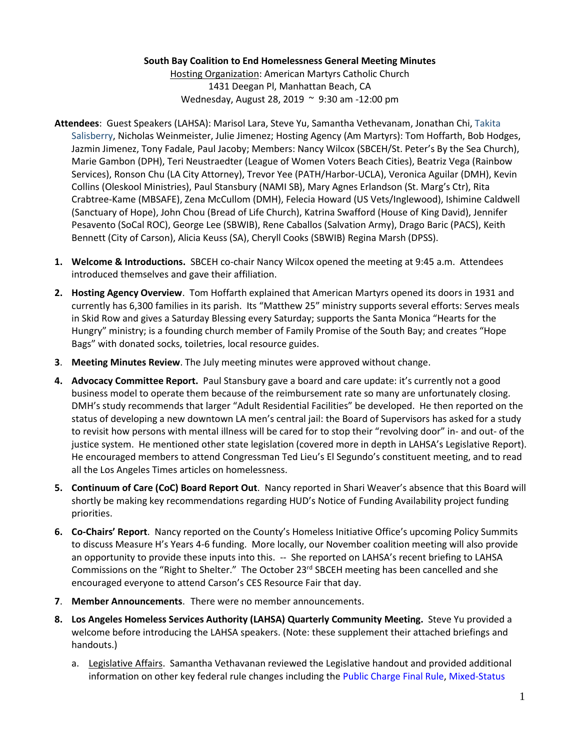**South Bay Coalition to End Homelessness General Meeting Minutes**

Hosting Organization: American Martyrs Catholic Church
1431 Deegan Pl, Manhattan Beach, CA
Wednesday, August 28, 2019 ~ 9:30 am -12:00 pm

**Attendees**: Guest Speakers (LAHSA): Marisol Lara, Steve Yu, Samantha Vethevanam, Jonathan Chi, Takita Salisberry, Nicholas Weinmeister, Julie Jimenez; Hosting Agency (Am Martyrs): Tom Hoffarth, Bob Hodges, Jazmin Jimenez, Tony Fadale, Paul Jacoby; Members: Nancy Wilcox (SBCEH/St. Peter's By the Sea Church), Marie Gambon (DPH), Teri Neustraedter (League of Women Voters Beach Cities), Beatriz Vega (Rainbow Services), Ronson Chu (LA City Attorney), Trevor Yee (PATH/Harbor-UCLA), Veronica Aguilar (DMH), Kevin Collins (Oleskool Ministries), Paul Stansbury (NAMI SB), Mary Agnes Erlandson (St. Marg's Ctr), Rita Crabtree-Kame (MBSAFE), Zena McCullom (DMH), Felecia Howard (US Vets/Inglewood), Ishimine Caldwell (Sanctuary of Hope), John Chou (Bread of Life Church), Katrina Swafford (House of King David), Jennifer Pesavento (SoCal ROC), George Lee (SBWIB), Rene Caballos (Salvation Army), Drago Baric (PACS), Keith Bennett (City of Carson), Alicia Keuss (SA), Cheryll Cooks (SBWIB) Regina Marsh (DPSS).

1. **Welcome & Introductions.** SBCEH co-chair Nancy Wilcox opened the meeting at 9:45 a.m. Attendees introduced themselves and gave their affiliation.

2. **Hosting Agency Overview**. Tom Hoffarth explained that American Martyrs opened its doors in 1931 and currently has 6,300 families in its parish. Its "Matthew 25" ministry supports several efforts: Serves meals in Skid Row and gives a Saturday Blessing every Saturday; supports the Santa Monica "Hearts for the Hungry" ministry; is a founding church member of Family Promise of the South Bay; and creates "Hope Bags" with donated socks, toiletries, local resource guides.

3. **Meeting Minutes Review**. The July meeting minutes were approved without change.

4. **Advocacy Committee Report.** Paul Stansbury gave a board and care update: it's currently not a good business model to operate them because of the reimbursement rate so many are unfortunately closing. DMH's study recommends that larger "Adult Residential Facilities" be developed. He then reported on the status of developing a new downtown LA men's central jail: the Board of Supervisors has asked for a study to revisit how persons with mental illness will be cared for to stop their "revolving door" in- and out- of the justice system. He mentioned other state legislation (covered more in depth in LAHSA's Legislative Report). He encouraged members to attend Congressman Ted Lieu's El Segundo's constituent meeting, and to read all the Los Angeles Times articles on homelessness.

5. **Continuum of Care (CoC) Board Report Out**. Nancy reported in Shari Weaver's absence that this Board will shortly be making key recommendations regarding HUD's Notice of Funding Availability project funding priorities.

6. **Co-Chairs' Report**. Nancy reported on the County's Homeless Initiative Office's upcoming Policy Summits to discuss Measure H's Years 4-6 funding. More locally, our November coalition meeting will also provide an opportunity to provide these inputs into this. -- She reported on LAHSA's recent briefing to LAHSA Commissions on the "Right to Shelter." The October 23rd SBCEH meeting has been cancelled and she encouraged everyone to attend Carson's CES Resource Fair that day.

7. **Member Announcements**. There were no member announcements.

8. **Los Angeles Homeless Services Authority (LAHSA) Quarterly Community Meeting.** Steve Yu provided a welcome before introducing the LAHSA speakers. (Note: these supplement their attached briefings and handouts.)

   a. Legislative Affairs. Samantha Vethavanan reviewed the Legislative handout and provided additional information on other key federal rule changes including the Public Charge Final Rule, Mixed-Status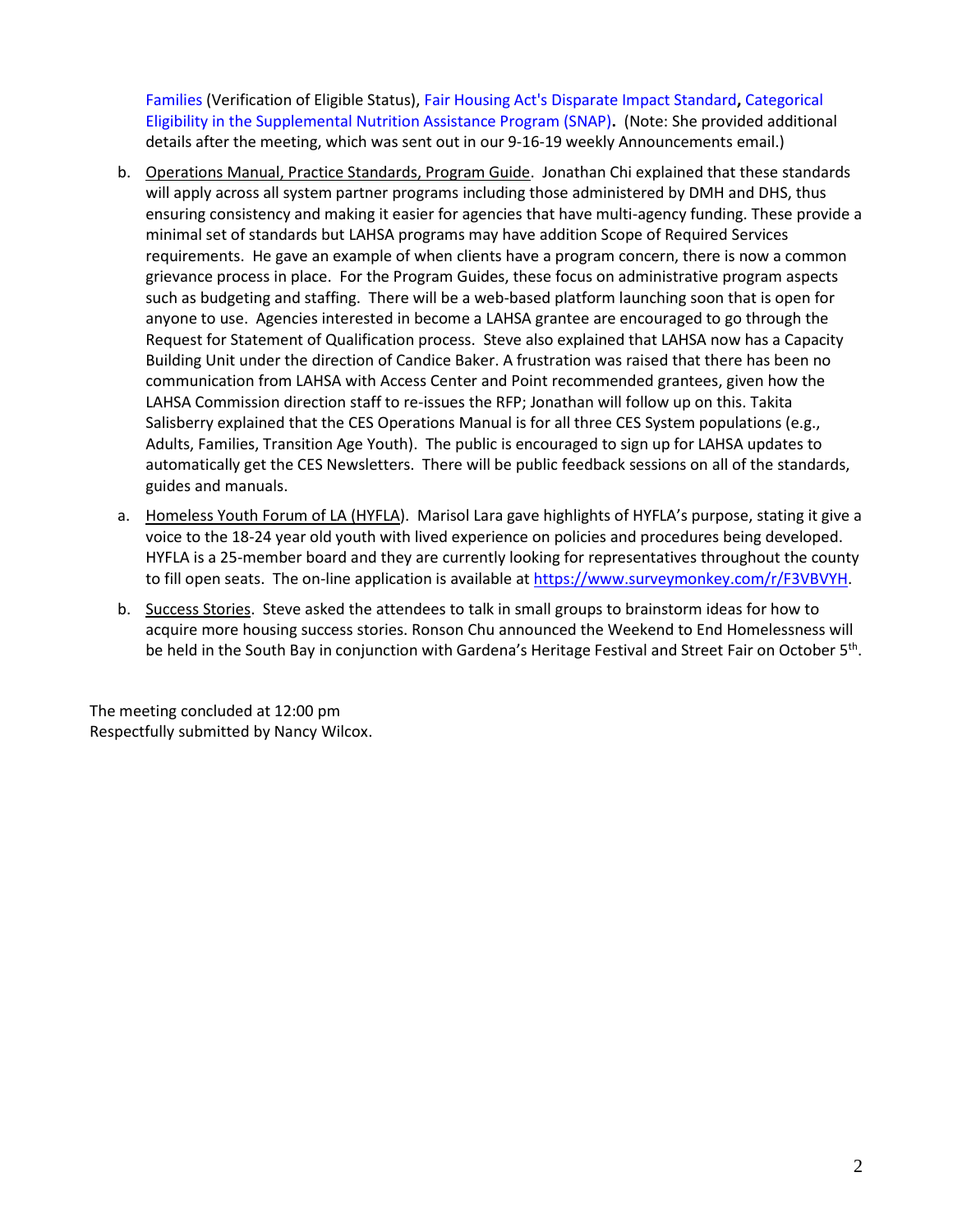Families (Verification of Eligible Status), Fair Housing Act's Disparate Impact Standard**,** Categorical Eligibility in the Supplemental Nutrition Assistance Program (SNAP)**.** (Note: She provided additional details after the meeting, which was sent out in our 9-16-19 weekly Announcements email.)

b. Operations Manual, Practice Standards, Program Guide. Jonathan Chi explained that these standards will apply across all system partner programs including those administered by DMH and DHS, thus ensuring consistency and making it easier for agencies that have multi-agency funding. These provide a minimal set of standards but LAHSA programs may have addition Scope of Required Services requirements. He gave an example of when clients have a program concern, there is now a common grievance process in place. For the Program Guides, these focus on administrative program aspects such as budgeting and staffing. There will be a web-based platform launching soon that is open for anyone to use. Agencies interested in become a LAHSA grantee are encouraged to go through the Request for Statement of Qualification process. Steve also explained that LAHSA now has a Capacity Building Unit under the direction of Candice Baker. A frustration was raised that there has been no communication from LAHSA with Access Center and Point recommended grantees, given how the LAHSA Commission direction staff to re-issues the RFP; Jonathan will follow up on this. Takita Salisberry explained that the CES Operations Manual is for all three CES System populations (e.g., Adults, Families, Transition Age Youth). The public is encouraged to sign up for LAHSA updates to automatically get the CES Newsletters. There will be public feedback sessions on all of the standards, guides and manuals.

a. Homeless Youth Forum of LA (HYFLA). Marisol Lara gave highlights of HYFLA's purpose, stating it give a voice to the 18-24 year old youth with lived experience on policies and procedures being developed. HYFLA is a 25-member board and they are currently looking for representatives throughout the county to fill open seats. The on-line application is available at https://www.surveymonkey.com/r/F3VBVYH.

b. Success Stories. Steve asked the attendees to talk in small groups to brainstorm ideas for how to acquire more housing success stories. Ronson Chu announced the Weekend to End Homelessness will be held in the South Bay in conjunction with Gardena's Heritage Festival and Street Fair on October 5th.

The meeting concluded at 12:00 pm
Respectfully submitted by Nancy Wilcox.